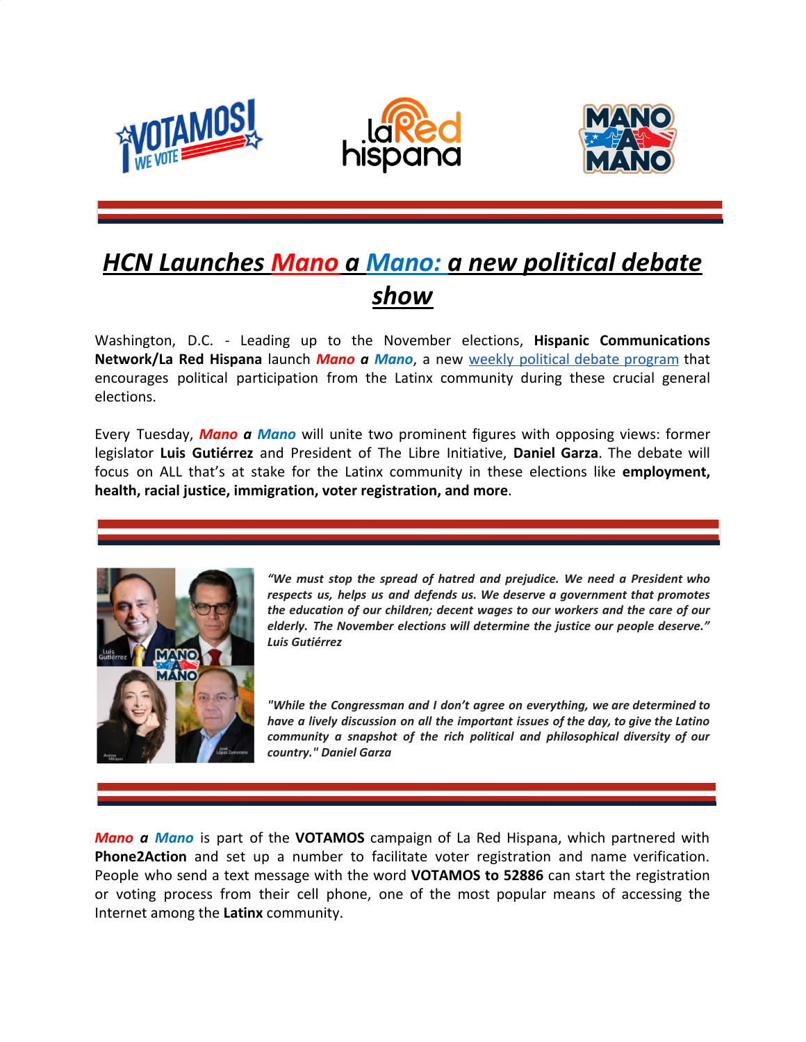# *HCN Launches Mano a Mano: a new political debate show*

Washington, D.C. - Leading up to the November elections, **Hispanic Communications Network/La Red Hispana** launch ***Mano a Mano***, a new [weekly political debate program]() that encourages political participation from the Latinx community during these crucial general elections.

Every Tuesday, ***Mano a Mano*** will unite two prominent figures with opposing views: former legislator **Luis Gutiérrez** and President of The Libre Initiative, **Daniel Garza**. The debate will focus on ALL that's at stake for the Latinx community in these elections like **employment, health, racial justice, immigration, voter registration, and more**.

***"We must stop the spread of hatred and prejudice. We need a President who respects us, helps us and defends us. We deserve a government that promotes the education of our children; decent wages to our workers and the care of our elderly. The November elections will determine the justice our people deserve." Luis Gutiérrez***

***"While the Congressman and I don't agree on everything, we are determined to have a lively discussion on all the important issues of the day, to give the Latino community a snapshot of the rich political and philosophical diversity of our country." Daniel Garza***

***Mano a Mano*** is part of the **VOTAMOS** campaign of La Red Hispana, which partnered with **Phone2Action** and set up a number to facilitate voter registration and name verification. People who send a text message with the word **VOTAMOS to 52886** can start the registration or voting process from their cell phone, one of the most popular means of accessing the Internet among the **Latinx** community.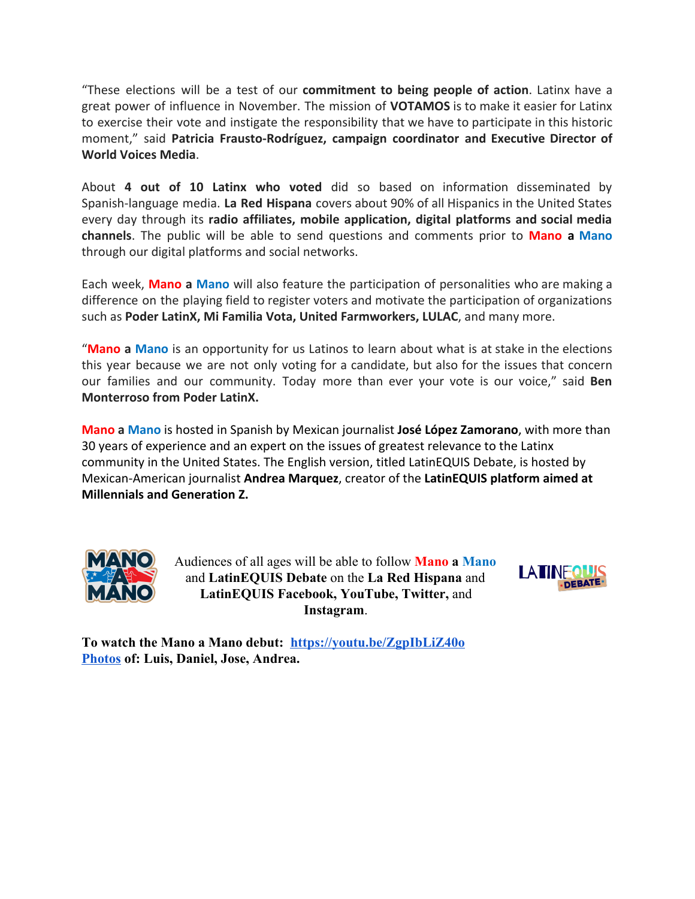"These elections will be a test of our **commitment to being people of action**. Latinx have a great power of influence in November. The mission of **VOTAMOS** is to make it easier for Latinx to exercise their vote and instigate the responsibility that we have to participate in this historic moment," said **Patricia Frausto-Rodríguez, campaign coordinator and Executive Director of World Voices Media**.

About **4 out of 10 Latinx who voted** did so based on information disseminated by Spanish-language media. **La Red Hispana** covers about 90% of all Hispanics in the United States every day through its **radio affiliates, mobile application, digital platforms and social media channels**. The public will be able to send questions and comments prior to **Mano a Mano** through our digital platforms and social networks.

Each week, **Mano a Mano** will also feature the participation of personalities who are making a difference on the playing field to register voters and motivate the participation of organizations such as **Poder LatinX, Mi Familia Vota, United Farmworkers, LULAC**, and many more.

"**Mano a Mano** is an opportunity for us Latinos to learn about what is at stake in the elections this year because we are not only voting for a candidate, but also for the issues that concern our families and our community. Today more than ever your vote is our voice," said **Ben Monterroso from Poder LatinX.**

**Mano a Mano** is hosted in Spanish by Mexican journalist **José López Zamorano**, with more than 30 years of experience and an expert on the issues of greatest relevance to the Latinx community in the United States. The English version, titled LatinEQUIS Debate, is hosted by Mexican-American journalist **Andrea Marquez**, creator of the **LatinEQUIS platform aimed at Millennials and Generation Z.**

MANO A MANO

Audiences of all ages will be able to follow **Mano a Mano** and **LatinEQUIS Debate** on the **La Red Hispana** and **LatinEQUIS Facebook, YouTube, Twitter,** and **Instagram**.

LATINEQUIS DEBATE

**To watch the Mano a Mano debut: [https://youtu.be/ZgpIbLiZ40o](https://youtu.be/ZgpIbLiZ40o)**
**Photos of: Luis, Daniel, Jose, Andrea.**